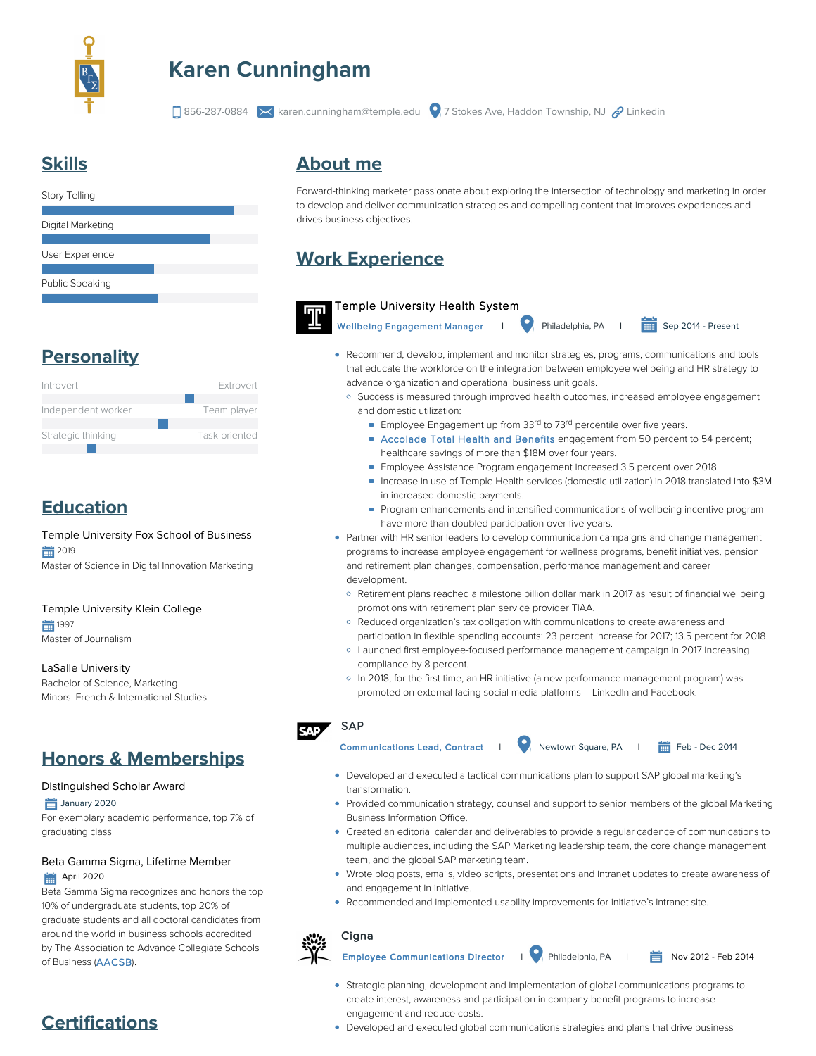# Karen Cunningham

856-287-0884 | karen.cunningham@temple.edu | 7 Stokes Ave, Haddon Township, NJ | Linkedin

## Skills

- Story Telling
- Digital Marketing
- User Experience
- Public Speaking

## Personality

- Introvert — Extrovert
- Independent worker — Team player
- Strategic thinking — Task-oriented

## Education

**Temple University Fox School of Business**
2019
Master of Science in Digital Innovation Marketing

**Temple University Klein College**
1997
Master of Journalism

**LaSalle University**
Bachelor of Science, Marketing
Minors: French & International Studies

## Honors & Memberships

**Distinguished Scholar Award**
January 2020
For exemplary academic performance, top 7% of graduating class

**Beta Gamma Sigma, Lifetime Member**
April 2020
Beta Gamma Sigma recognizes and honors the top 10% of undergraduate students, top 20% of graduate students and all doctoral candidates from around the world in business schools accredited by The Association to Advance Collegiate Schools of Business (AACSB).

## Certifications

## About me

Forward-thinking marketer passionate about exploring the intersection of technology and marketing in order to develop and deliver communication strategies and compelling content that improves experiences and drives business objectives.

## Work Experience

### Temple University Health System

**Wellbeing Engagement Manager** | Philadelphia, PA | Sep 2014 - Present

- Recommend, develop, implement and monitor strategies, programs, communications and tools that educate the workforce on the integration between employee wellbeing and HR strategy to advance organization and operational business unit goals.
  - Success is measured through improved health outcomes, increased employee engagement and domestic utilization:
    - Employee Engagement up from 33rd to 73rd percentile over five years.
    - Accolade Total Health and Benefits engagement from 50 percent to 54 percent; healthcare savings of more than $18M over four years.
    - Employee Assistance Program engagement increased 3.5 percent over 2018.
    - Increase in use of Temple Health services (domestic utilization) in 2018 translated into $3M in increased domestic payments.
    - Program enhancements and intensified communications of wellbeing incentive program have more than doubled participation over five years.
- Partner with HR senior leaders to develop communication campaigns and change management programs to increase employee engagement for wellness programs, benefit initiatives, pension and retirement plan changes, compensation, performance management and career development.
  - Retirement plans reached a milestone billion dollar mark in 2017 as result of financial wellbeing promotions with retirement plan service provider TIAA.
  - Reduced organization's tax obligation with communications to create awareness and participation in flexible spending accounts: 23 percent increase for 2017; 13.5 percent for 2018.
  - Launched first employee-focused performance management campaign in 2017 increasing compliance by 8 percent.
  - In 2018, for the first time, an HR initiative (a new performance management program) was promoted on external facing social media platforms -- LinkedIn and Facebook.

### SAP

**Communications Lead, Contract** | Newtown Square, PA | Feb - Dec 2014

- Developed and executed a tactical communications plan to support SAP global marketing's transformation.
- Provided communication strategy, counsel and support to senior members of the global Marketing Business Information Office.
- Created an editorial calendar and deliverables to provide a regular cadence of communications to multiple audiences, including the SAP Marketing leadership team, the core change management team, and the global SAP marketing team.
- Wrote blog posts, emails, video scripts, presentations and intranet updates to create awareness of and engagement in initiative.
- Recommended and implemented usability improvements for initiative's intranet site.

### Cigna

**Employee Communications Director** | Philadelphia, PA | Nov 2012 - Feb 2014

- Strategic planning, development and implementation of global communications programs to create interest, awareness and participation in company benefit programs to increase engagement and reduce costs.
- Developed and executed global communications strategies and plans that drive business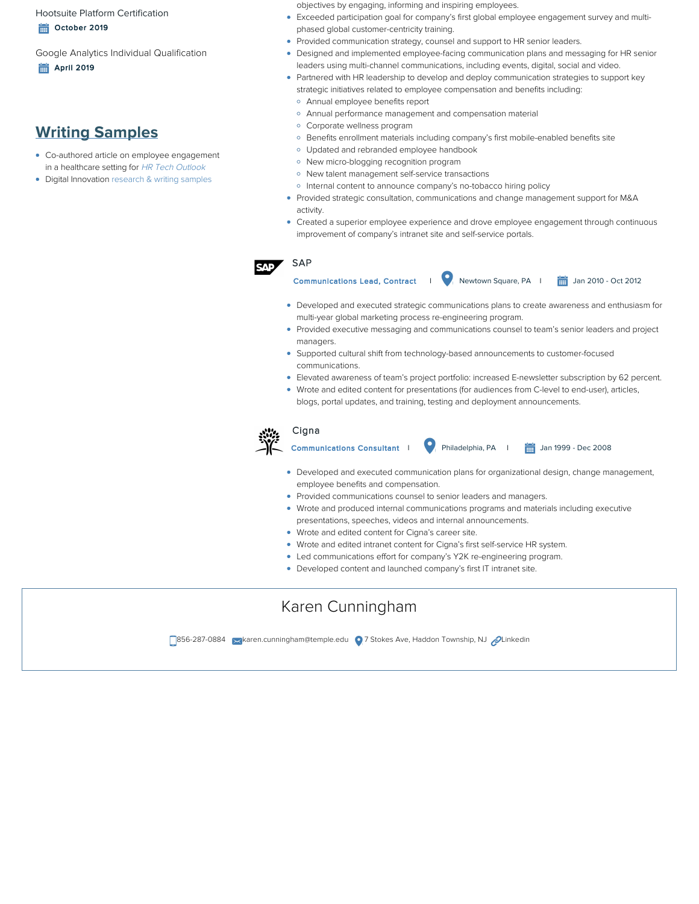Hootsuite Platform Certification

**October 2019**

Google Analytics Individual Qualification

**April 2019**

## Writing Samples

- Co-authored article on employee engagement in a healthcare setting for *HR Tech Outlook*
- Digital Innovation research & writing samples

objectives by engaging, informing and inspiring employees.

- Exceeded participation goal for company's first global employee engagement survey and multi-phased global customer-centricity training.
- Provided communication strategy, counsel and support to HR senior leaders.
- Designed and implemented employee-facing communication plans and messaging for HR senior leaders using multi-channel communications, including events, digital, social and video.
- Partnered with HR leadership to develop and deploy communication strategies to support key strategic initiatives related to employee compensation and benefits including:
  - Annual employee benefits report
  - Annual performance management and compensation material
  - Corporate wellness program
  - Benefits enrollment materials including company's first mobile-enabled benefits site
  - Updated and rebranded employee handbook
  - New micro-blogging recognition program
  - New talent management self-service transactions
  - Internal content to announce company's no-tobacco hiring policy
- Provided strategic consultation, communications and change management support for M&A activity.
- Created a superior employee experience and drove employee engagement through continuous improvement of company's intranet site and self-service portals.

### SAP

**Communications Lead, Contract** | Newtown Square, PA | Jan 2010 - Oct 2012

- Developed and executed strategic communications plans to create awareness and enthusiasm for multi-year global marketing process re-engineering program.
- Provided executive messaging and communications counsel to team's senior leaders and project managers.
- Supported cultural shift from technology-based announcements to customer-focused communications.
- Elevated awareness of team's project portfolio: increased E-newsletter subscription by 62 percent.
- Wrote and edited content for presentations (for audiences from C-level to end-user), articles, blogs, portal updates, and training, testing and deployment announcements.

### Cigna

**Communications Consultant** | Philadelphia, PA | Jan 1999 - Dec 2008

- Developed and executed communication plans for organizational design, change management, employee benefits and compensation.
- Provided communications counsel to senior leaders and managers.
- Wrote and produced internal communications programs and materials including executive presentations, speeches, videos and internal announcements.
- Wrote and edited content for Cigna's career site.
- Wrote and edited intranet content for Cigna's first self-service HR system.
- Led communications effort for company's Y2K re-engineering program.
- Developed content and launched company's first IT intranet site.

Karen Cunningham

856-287-0884 karen.cunningham@temple.edu 7 Stokes Ave, Haddon Township, NJ Linkedin